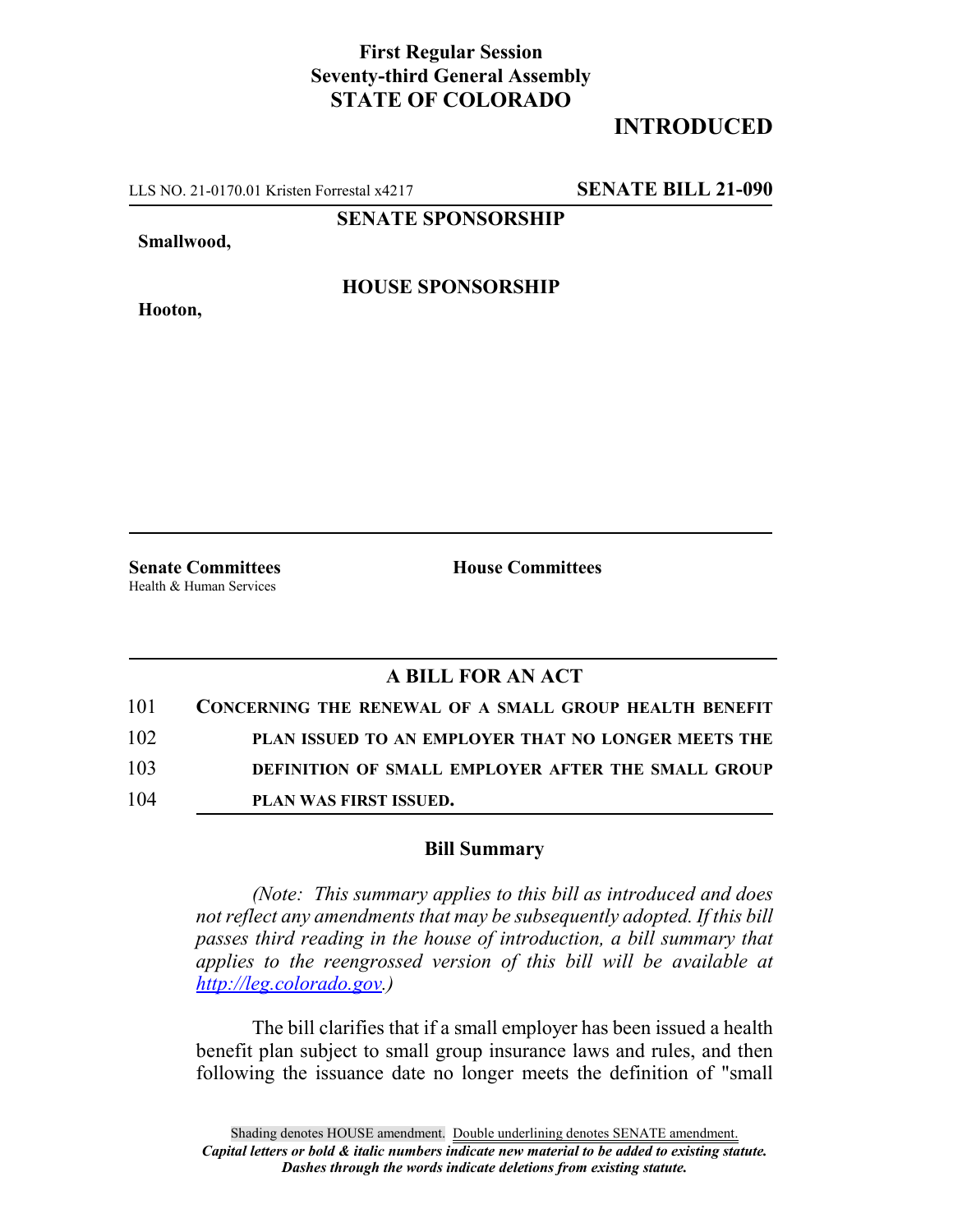**First Regular Session**
**Seventy-third General Assembly**
**STATE OF COLORADO**

## INTRODUCED

LLS NO. 21-0170.01 Kristen Forrestal x4217 **SENATE BILL 21-090**

**SENATE SPONSORSHIP**

**Smallwood,**

**HOUSE SPONSORSHIP**

**Hooton,**

**Senate Committees**
Health & Human Services

**House Committees**

### A BILL FOR AN ACT

101 **CONCERNING THE RENEWAL OF A SMALL GROUP HEALTH BENEFIT**
102 **PLAN ISSUED TO AN EMPLOYER THAT NO LONGER MEETS THE**
103 **DEFINITION OF SMALL EMPLOYER AFTER THE SMALL GROUP**
104 **PLAN WAS FIRST ISSUED.**

### Bill Summary

*(Note: This summary applies to this bill as introduced and does not reflect any amendments that may be subsequently adopted. If this bill passes third reading in the house of introduction, a bill summary that applies to the reengrossed version of this bill will be available at http://leg.colorado.gov.)*

The bill clarifies that if a small employer has been issued a health benefit plan subject to small group insurance laws and rules, and then following the issuance date no longer meets the definition of "small

Shading denotes HOUSE amendment. Double underlining denotes SENATE amendment.
*Capital letters or bold & italic numbers indicate new material to be added to existing statute.*
*Dashes through the words indicate deletions from existing statute.*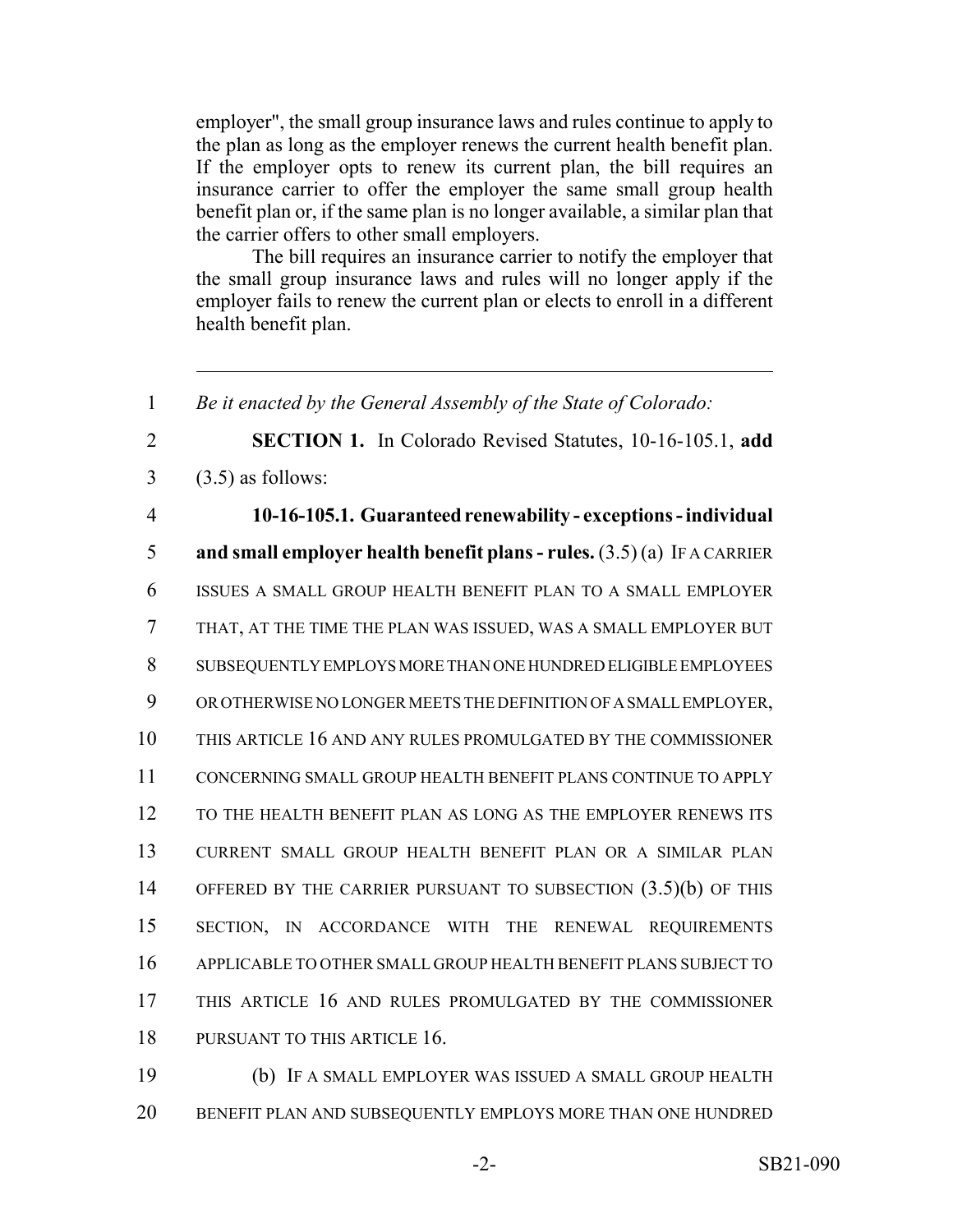employer", the small group insurance laws and rules continue to apply to the plan as long as the employer renews the current health benefit plan. If the employer opts to renew its current plan, the bill requires an insurance carrier to offer the employer the same small group health benefit plan or, if the same plan is no longer available, a similar plan that the carrier offers to other small employers.

The bill requires an insurance carrier to notify the employer that the small group insurance laws and rules will no longer apply if the employer fails to renew the current plan or elects to enroll in a different health benefit plan.

---

1 *Be it enacted by the General Assembly of the State of Colorado:*

2 **SECTION 1.** In Colorado Revised Statutes, 10-16-105.1, **add**
3 (3.5) as follows:

4 **10-16-105.1. Guaranteed renewability - exceptions - individual**
5 **and small employer health benefit plans - rules.** (3.5) (a) IF A CARRIER
6 ISSUES A SMALL GROUP HEALTH BENEFIT PLAN TO A SMALL EMPLOYER
7 THAT, AT THE TIME THE PLAN WAS ISSUED, WAS A SMALL EMPLOYER BUT
8 SUBSEQUENTLY EMPLOYS MORE THAN ONE HUNDRED ELIGIBLE EMPLOYEES
9 OR OTHERWISE NO LONGER MEETS THE DEFINITION OF A SMALL EMPLOYER,
10 THIS ARTICLE 16 AND ANY RULES PROMULGATED BY THE COMMISSIONER
11 CONCERNING SMALL GROUP HEALTH BENEFIT PLANS CONTINUE TO APPLY
12 TO THE HEALTH BENEFIT PLAN AS LONG AS THE EMPLOYER RENEWS ITS
13 CURRENT SMALL GROUP HEALTH BENEFIT PLAN OR A SIMILAR PLAN
14 OFFERED BY THE CARRIER PURSUANT TO SUBSECTION (3.5)(b) OF THIS
15 SECTION, IN ACCORDANCE WITH THE RENEWAL REQUIREMENTS
16 APPLICABLE TO OTHER SMALL GROUP HEALTH BENEFIT PLANS SUBJECT TO
17 THIS ARTICLE 16 AND RULES PROMULGATED BY THE COMMISSIONER
18 PURSUANT TO THIS ARTICLE 16.

19 (b) IF A SMALL EMPLOYER WAS ISSUED A SMALL GROUP HEALTH
20 BENEFIT PLAN AND SUBSEQUENTLY EMPLOYS MORE THAN ONE HUNDRED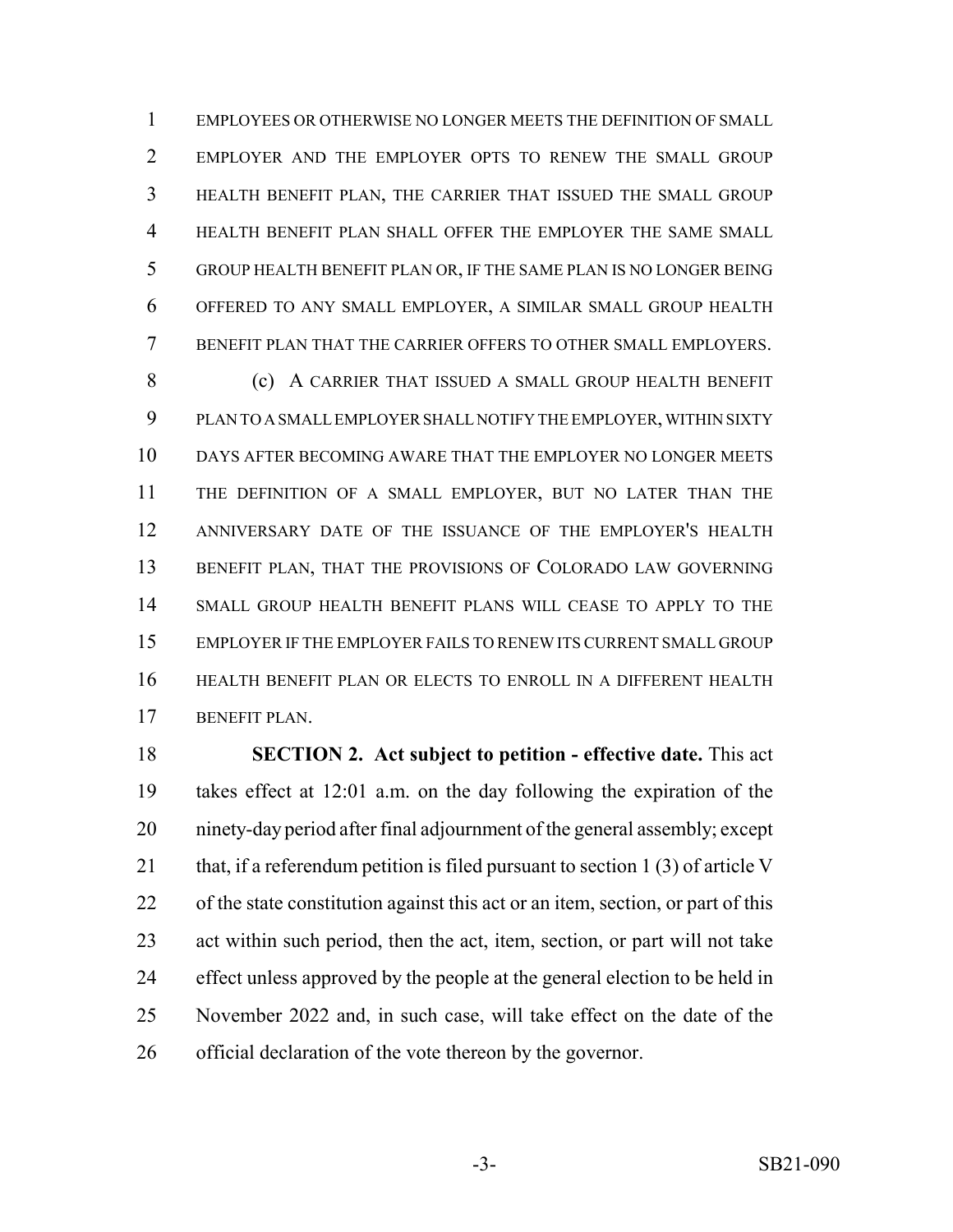EMPLOYEES OR OTHERWISE NO LONGER MEETS THE DEFINITION OF SMALL EMPLOYER AND THE EMPLOYER OPTS TO RENEW THE SMALL GROUP HEALTH BENEFIT PLAN, THE CARRIER THAT ISSUED THE SMALL GROUP HEALTH BENEFIT PLAN SHALL OFFER THE EMPLOYER THE SAME SMALL GROUP HEALTH BENEFIT PLAN OR, IF THE SAME PLAN IS NO LONGER BEING OFFERED TO ANY SMALL EMPLOYER, A SIMILAR SMALL GROUP HEALTH BENEFIT PLAN THAT THE CARRIER OFFERS TO OTHER SMALL EMPLOYERS.

(c) A CARRIER THAT ISSUED A SMALL GROUP HEALTH BENEFIT PLAN TO A SMALL EMPLOYER SHALL NOTIFY THE EMPLOYER, WITHIN SIXTY DAYS AFTER BECOMING AWARE THAT THE EMPLOYER NO LONGER MEETS THE DEFINITION OF A SMALL EMPLOYER, BUT NO LATER THAN THE ANNIVERSARY DATE OF THE ISSUANCE OF THE EMPLOYER'S HEALTH BENEFIT PLAN, THAT THE PROVISIONS OF COLORADO LAW GOVERNING SMALL GROUP HEALTH BENEFIT PLANS WILL CEASE TO APPLY TO THE EMPLOYER IF THE EMPLOYER FAILS TO RENEW ITS CURRENT SMALL GROUP HEALTH BENEFIT PLAN OR ELECTS TO ENROLL IN A DIFFERENT HEALTH BENEFIT PLAN.

**SECTION 2. Act subject to petition - effective date.** This act takes effect at 12:01 a.m. on the day following the expiration of the ninety-day period after final adjournment of the general assembly; except that, if a referendum petition is filed pursuant to section 1 (3) of article V of the state constitution against this act or an item, section, or part of this act within such period, then the act, item, section, or part will not take effect unless approved by the people at the general election to be held in November 2022 and, in such case, will take effect on the date of the official declaration of the vote thereon by the governor.